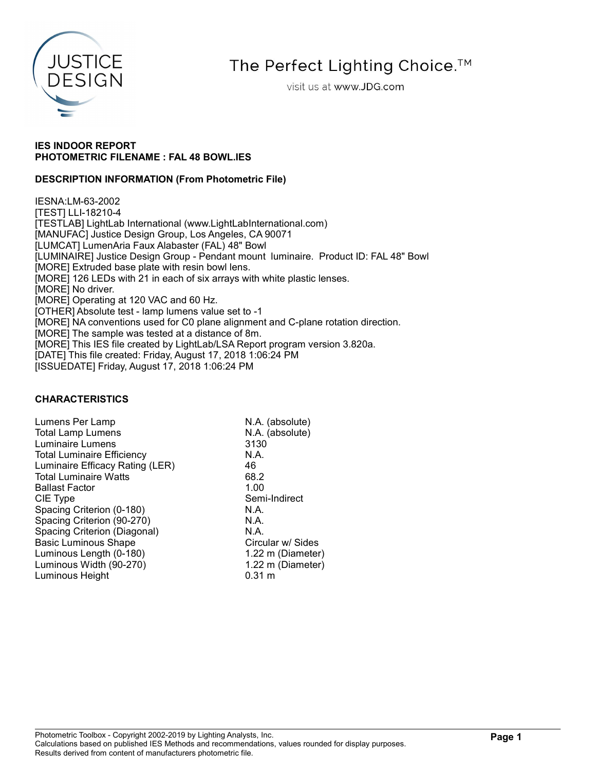JUSTICE DESIGN

The Perfect Lighting Choice.™

visit us at www.JDG.com

**IES INDOOR REPORT**
**PHOTOMETRIC FILENAME : FAL 48 BOWL.IES**

**DESCRIPTION INFORMATION (From Photometric File)**

IESNA:LM-63-2002
[TEST] LLI-18210-4
[TESTLAB] LightLab International (www.LightLabInternational.com)
[MANUFAC] Justice Design Group, Los Angeles, CA 90071
[LUMCAT] LumenAria Faux Alabaster (FAL) 48" Bowl
[LUMINAIRE] Justice Design Group - Pendant mount luminaire. Product ID: FAL 48" Bowl
[MORE] Extruded base plate with resin bowl lens.
[MORE] 126 LEDs with 21 in each of six arrays with white plastic lenses.
[MORE] No driver.
[MORE] Operating at 120 VAC and 60 Hz.
[OTHER] Absolute test - lamp lumens value set to -1
[MORE] NA conventions used for C0 plane alignment and C-plane rotation direction.
[MORE] The sample was tested at a distance of 8m.
[MORE] This IES file created by LightLab/LSA Report program version 3.820a.
[DATE] This file created: Friday, August 17, 2018 1:06:24 PM
[ISSUEDATE] Friday, August 17, 2018 1:06:24 PM

**CHARACTERISTICS**

| | |
|---|---|
| Lumens Per Lamp | N.A. (absolute) |
| Total Lamp Lumens | N.A. (absolute) |
| Luminaire Lumens | 3130 |
| Total Luminaire Efficiency | N.A. |
| Luminaire Efficacy Rating (LER) | 46 |
| Total Luminaire Watts | 68.2 |
| Ballast Factor | 1.00 |
| CIE Type | Semi-Indirect |
| Spacing Criterion (0-180) | N.A. |
| Spacing Criterion (90-270) | N.A. |
| Spacing Criterion (Diagonal) | N.A. |
| Basic Luminous Shape | Circular w/ Sides |
| Luminous Length (0-180) | 1.22 m (Diameter) |
| Luminous Width (90-270) | 1.22 m (Diameter) |
| Luminous Height | 0.31 m |

Photometric Toolbox - Copyright 2002-2019 by Lighting Analysts, Inc.
Calculations based on published IES Methods and recommendations, values rounded for display purposes.
Results derived from content of manufacturers photometric file.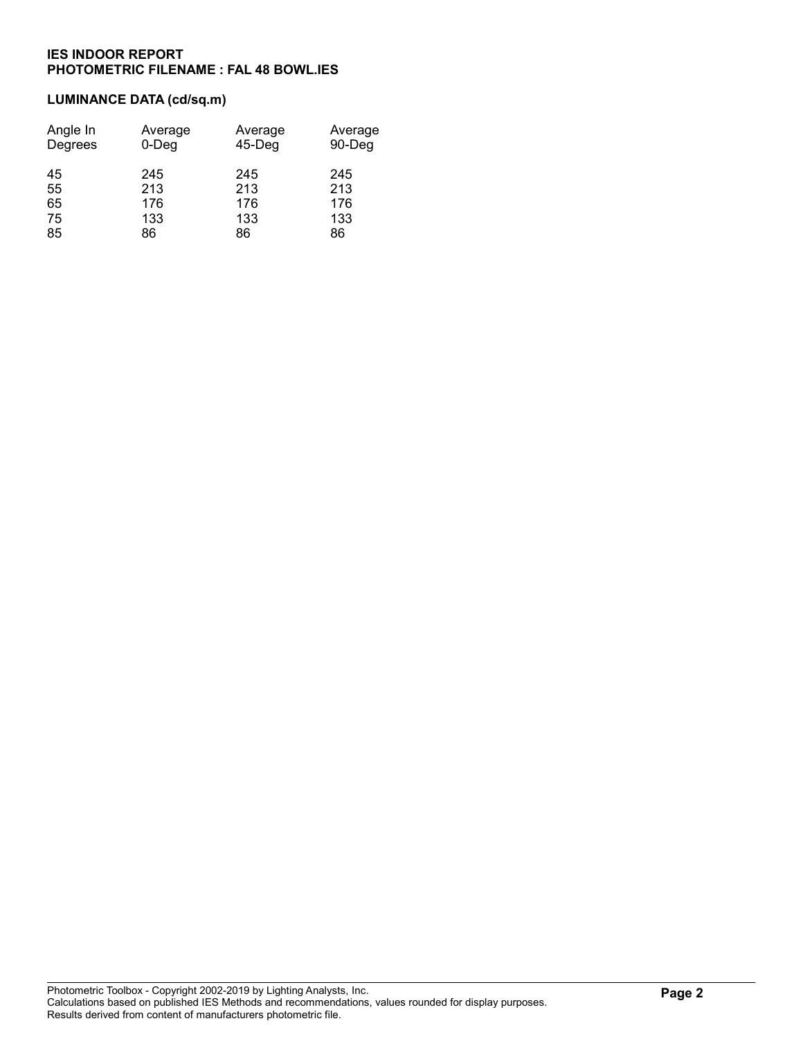**IES INDOOR REPORT**
**PHOTOMETRIC FILENAME : FAL 48 BOWL.IES**

**LUMINANCE DATA (cd/sq.m)**

| Angle In Degrees | Average 0-Deg | Average 45-Deg | Average 90-Deg |
|---|---|---|---|
| 45 | 245 | 245 | 245 |
| 55 | 213 | 213 | 213 |
| 65 | 176 | 176 | 176 |
| 75 | 133 | 133 | 133 |
| 85 | 86 | 86 | 86 |

Photometric Toolbox - Copyright 2002-2019 by Lighting Analysts, Inc.
Calculations based on published IES Methods and recommendations, values rounded for display purposes.
Results derived from content of manufacturers photometric file.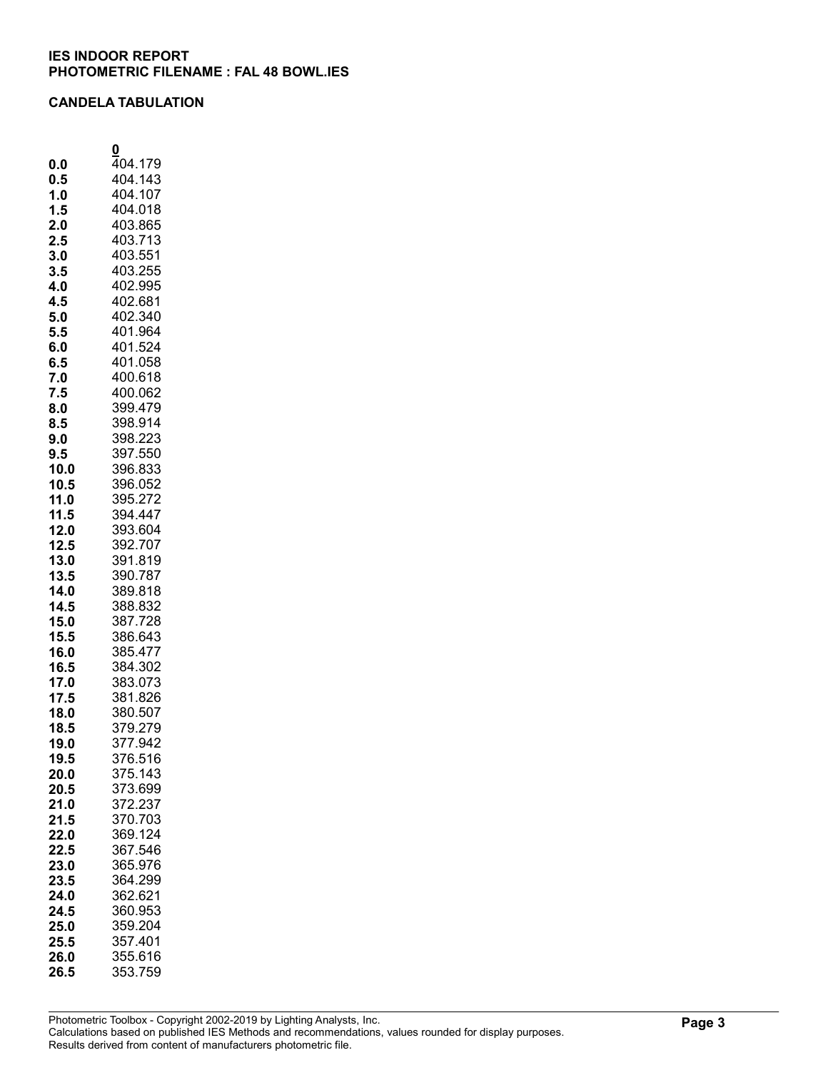**IES INDOOR REPORT**
**PHOTOMETRIC FILENAME : FAL 48 BOWL.IES**

**CANDELA TABULATION**

| | 0 |
|---|---|
| **0.0** | 404.179 |
| **0.5** | 404.143 |
| **1.0** | 404.107 |
| **1.5** | 404.018 |
| **2.0** | 403.865 |
| **2.5** | 403.713 |
| **3.0** | 403.551 |
| **3.5** | 403.255 |
| **4.0** | 402.995 |
| **4.5** | 402.681 |
| **5.0** | 402.340 |
| **5.5** | 401.964 |
| **6.0** | 401.524 |
| **6.5** | 401.058 |
| **7.0** | 400.618 |
| **7.5** | 400.062 |
| **8.0** | 399.479 |
| **8.5** | 398.914 |
| **9.0** | 398.223 |
| **9.5** | 397.550 |
| **10.0** | 396.833 |
| **10.5** | 396.052 |
| **11.0** | 395.272 |
| **11.5** | 394.447 |
| **12.0** | 393.604 |
| **12.5** | 392.707 |
| **13.0** | 391.819 |
| **13.5** | 390.787 |
| **14.0** | 389.818 |
| **14.5** | 388.832 |
| **15.0** | 387.728 |
| **15.5** | 386.643 |
| **16.0** | 385.477 |
| **16.5** | 384.302 |
| **17.0** | 383.073 |
| **17.5** | 381.826 |
| **18.0** | 380.507 |
| **18.5** | 379.279 |
| **19.0** | 377.942 |
| **19.5** | 376.516 |
| **20.0** | 375.143 |
| **20.5** | 373.699 |
| **21.0** | 372.237 |
| **21.5** | 370.703 |
| **22.0** | 369.124 |
| **22.5** | 367.546 |
| **23.0** | 365.976 |
| **23.5** | 364.299 |
| **24.0** | 362.621 |
| **24.5** | 360.953 |
| **25.0** | 359.204 |
| **25.5** | 357.401 |
| **26.0** | 355.616 |
| **26.5** | 353.759 |

Photometric Toolbox - Copyright 2002-2019 by Lighting Analysts, Inc.
Calculations based on published IES Methods and recommendations, values rounded for display purposes.
Results derived from content of manufacturers photometric file.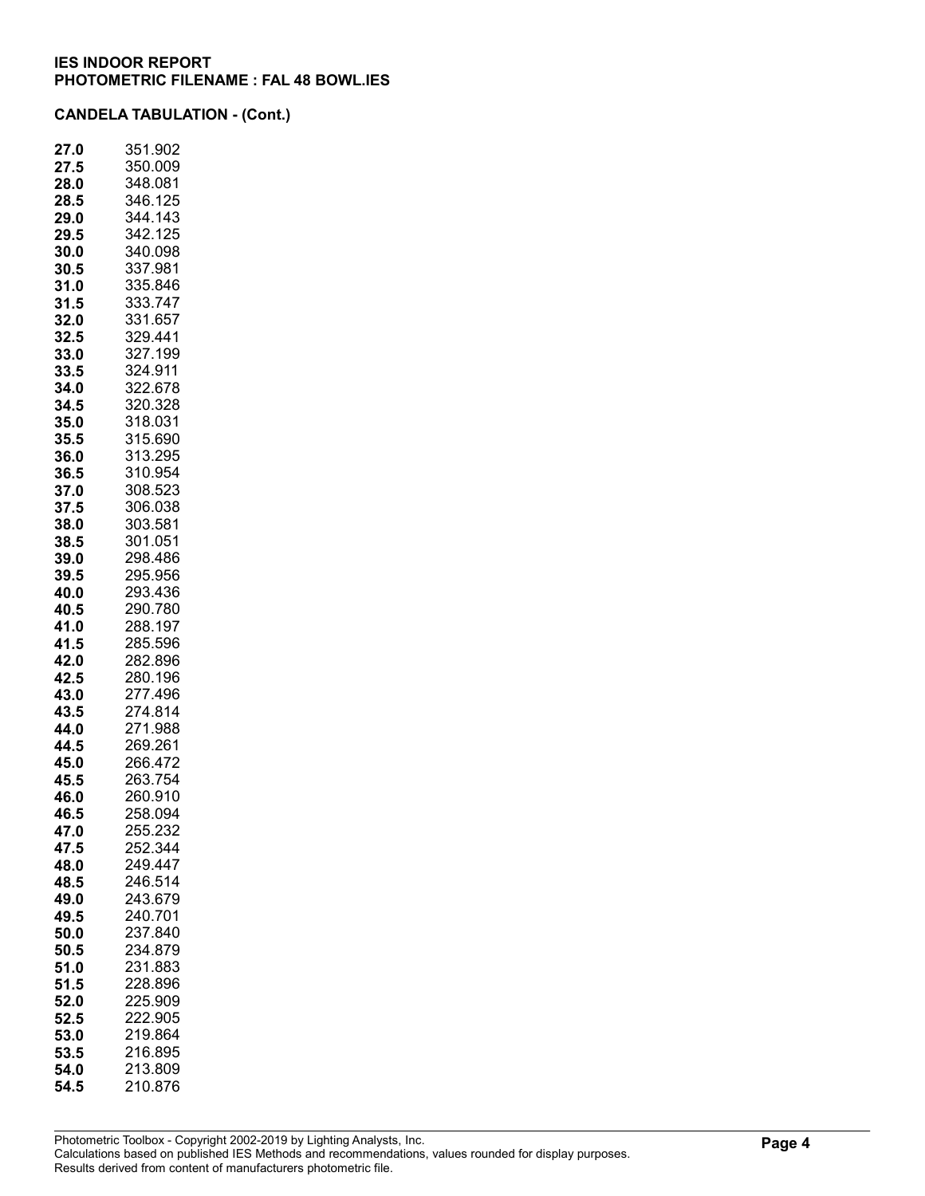**IES INDOOR REPORT**
**PHOTOMETRIC FILENAME : FAL 48 BOWL.IES**

**CANDELA TABULATION - (Cont.)**

| | |
|---|---|
| **27.0** | 351.902 |
| **27.5** | 350.009 |
| **28.0** | 348.081 |
| **28.5** | 346.125 |
| **29.0** | 344.143 |
| **29.5** | 342.125 |
| **30.0** | 340.098 |
| **30.5** | 337.981 |
| **31.0** | 335.846 |
| **31.5** | 333.747 |
| **32.0** | 331.657 |
| **32.5** | 329.441 |
| **33.0** | 327.199 |
| **33.5** | 324.911 |
| **34.0** | 322.678 |
| **34.5** | 320.328 |
| **35.0** | 318.031 |
| **35.5** | 315.690 |
| **36.0** | 313.295 |
| **36.5** | 310.954 |
| **37.0** | 308.523 |
| **37.5** | 306.038 |
| **38.0** | 303.581 |
| **38.5** | 301.051 |
| **39.0** | 298.486 |
| **39.5** | 295.956 |
| **40.0** | 293.436 |
| **40.5** | 290.780 |
| **41.0** | 288.197 |
| **41.5** | 285.596 |
| **42.0** | 282.896 |
| **42.5** | 280.196 |
| **43.0** | 277.496 |
| **43.5** | 274.814 |
| **44.0** | 271.988 |
| **44.5** | 269.261 |
| **45.0** | 266.472 |
| **45.5** | 263.754 |
| **46.0** | 260.910 |
| **46.5** | 258.094 |
| **47.0** | 255.232 |
| **47.5** | 252.344 |
| **48.0** | 249.447 |
| **48.5** | 246.514 |
| **49.0** | 243.679 |
| **49.5** | 240.701 |
| **50.0** | 237.840 |
| **50.5** | 234.879 |
| **51.0** | 231.883 |
| **51.5** | 228.896 |
| **52.0** | 225.909 |
| **52.5** | 222.905 |
| **53.0** | 219.864 |
| **53.5** | 216.895 |
| **54.0** | 213.809 |
| **54.5** | 210.876 |

Photometric Toolbox - Copyright 2002-2019 by Lighting Analysts, Inc.
Calculations based on published IES Methods and recommendations, values rounded for display purposes.
Results derived from content of manufacturers photometric file.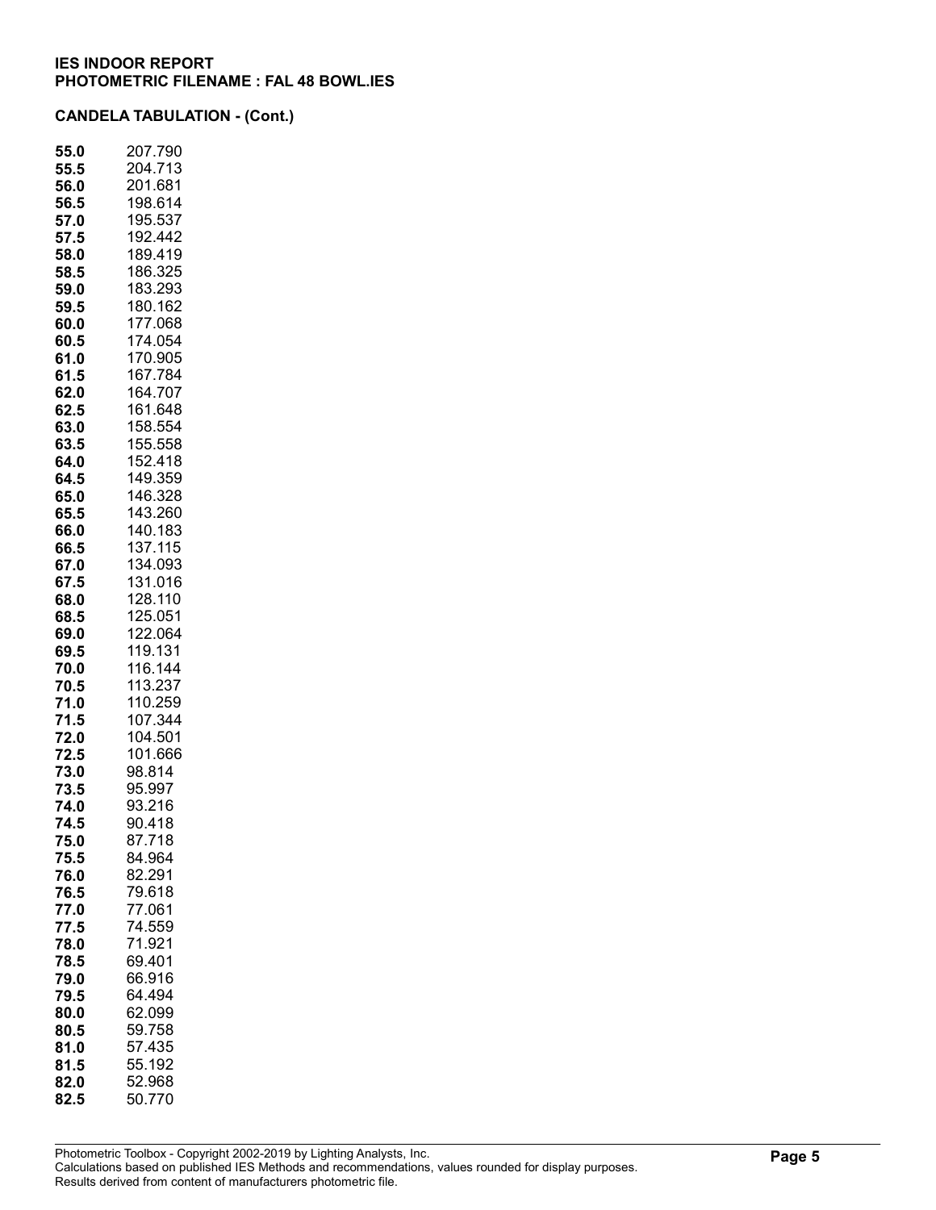**IES INDOOR REPORT**
**PHOTOMETRIC FILENAME : FAL 48 BOWL.IES**

**CANDELA TABULATION - (Cont.)**

| | |
|---|---|
| **55.0** | 207.790 |
| **55.5** | 204.713 |
| **56.0** | 201.681 |
| **56.5** | 198.614 |
| **57.0** | 195.537 |
| **57.5** | 192.442 |
| **58.0** | 189.419 |
| **58.5** | 186.325 |
| **59.0** | 183.293 |
| **59.5** | 180.162 |
| **60.0** | 177.068 |
| **60.5** | 174.054 |
| **61.0** | 170.905 |
| **61.5** | 167.784 |
| **62.0** | 164.707 |
| **62.5** | 161.648 |
| **63.0** | 158.554 |
| **63.5** | 155.558 |
| **64.0** | 152.418 |
| **64.5** | 149.359 |
| **65.0** | 146.328 |
| **65.5** | 143.260 |
| **66.0** | 140.183 |
| **66.5** | 137.115 |
| **67.0** | 134.093 |
| **67.5** | 131.016 |
| **68.0** | 128.110 |
| **68.5** | 125.051 |
| **69.0** | 122.064 |
| **69.5** | 119.131 |
| **70.0** | 116.144 |
| **70.5** | 113.237 |
| **71.0** | 110.259 |
| **71.5** | 107.344 |
| **72.0** | 104.501 |
| **72.5** | 101.666 |
| **73.0** | 98.814 |
| **73.5** | 95.997 |
| **74.0** | 93.216 |
| **74.5** | 90.418 |
| **75.0** | 87.718 |
| **75.5** | 84.964 |
| **76.0** | 82.291 |
| **76.5** | 79.618 |
| **77.0** | 77.061 |
| **77.5** | 74.559 |
| **78.0** | 71.921 |
| **78.5** | 69.401 |
| **79.0** | 66.916 |
| **79.5** | 64.494 |
| **80.0** | 62.099 |
| **80.5** | 59.758 |
| **81.0** | 57.435 |
| **81.5** | 55.192 |
| **82.0** | 52.968 |
| **82.5** | 50.770 |

Photometric Toolbox - Copyright 2002-2019 by Lighting Analysts, Inc.
Calculations based on published IES Methods and recommendations, values rounded for display purposes.
Results derived from content of manufacturers photometric file.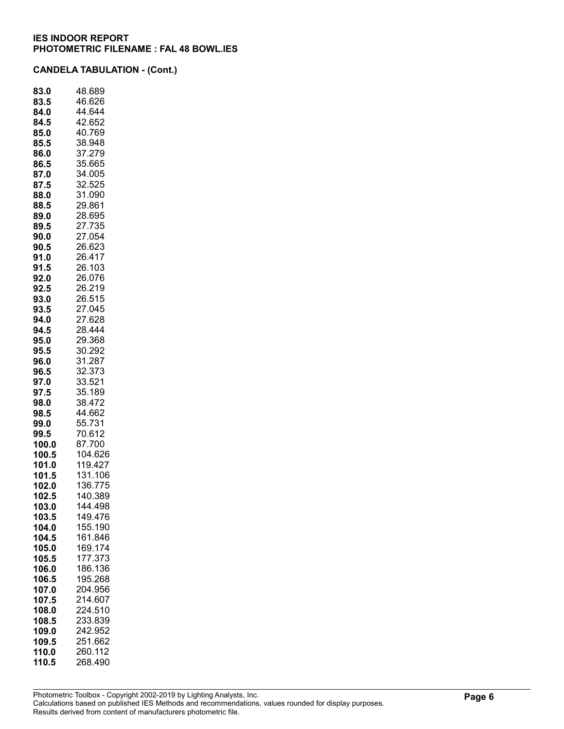IES INDOOR REPORT
PHOTOMETRIC FILENAME : FAL 48 BOWL.IES

**CANDELA TABULATION - (Cont.)**

| | |
|---|---|
| **83.0** | 48.689 |
| **83.5** | 46.626 |
| **84.0** | 44.644 |
| **84.5** | 42.652 |
| **85.0** | 40.769 |
| **85.5** | 38.948 |
| **86.0** | 37.279 |
| **86.5** | 35.665 |
| **87.0** | 34.005 |
| **87.5** | 32.525 |
| **88.0** | 31.090 |
| **88.5** | 29.861 |
| **89.0** | 28.695 |
| **89.5** | 27.735 |
| **90.0** | 27.054 |
| **90.5** | 26.623 |
| **91.0** | 26.417 |
| **91.5** | 26.103 |
| **92.0** | 26.076 |
| **92.5** | 26.219 |
| **93.0** | 26.515 |
| **93.5** | 27.045 |
| **94.0** | 27.628 |
| **94.5** | 28.444 |
| **95.0** | 29.368 |
| **95.5** | 30.292 |
| **96.0** | 31.287 |
| **96.5** | 32.373 |
| **97.0** | 33.521 |
| **97.5** | 35.189 |
| **98.0** | 38.472 |
| **98.5** | 44.662 |
| **99.0** | 55.731 |
| **99.5** | 70.612 |
| **100.0** | 87.700 |
| **100.5** | 104.626 |
| **101.0** | 119.427 |
| **101.5** | 131.106 |
| **102.0** | 136.775 |
| **102.5** | 140.389 |
| **103.0** | 144.498 |
| **103.5** | 149.476 |
| **104.0** | 155.190 |
| **104.5** | 161.846 |
| **105.0** | 169.174 |
| **105.5** | 177.373 |
| **106.0** | 186.136 |
| **106.5** | 195.268 |
| **107.0** | 204.956 |
| **107.5** | 214.607 |
| **108.0** | 224.510 |
| **108.5** | 233.839 |
| **109.0** | 242.952 |
| **109.5** | 251.662 |
| **110.0** | 260.112 |
| **110.5** | 268.490 |

Photometric Toolbox - Copyright 2002-2019 by Lighting Analysts, Inc.
Calculations based on published IES Methods and recommendations, values rounded for display purposes.
Results derived from content of manufacturers photometric file.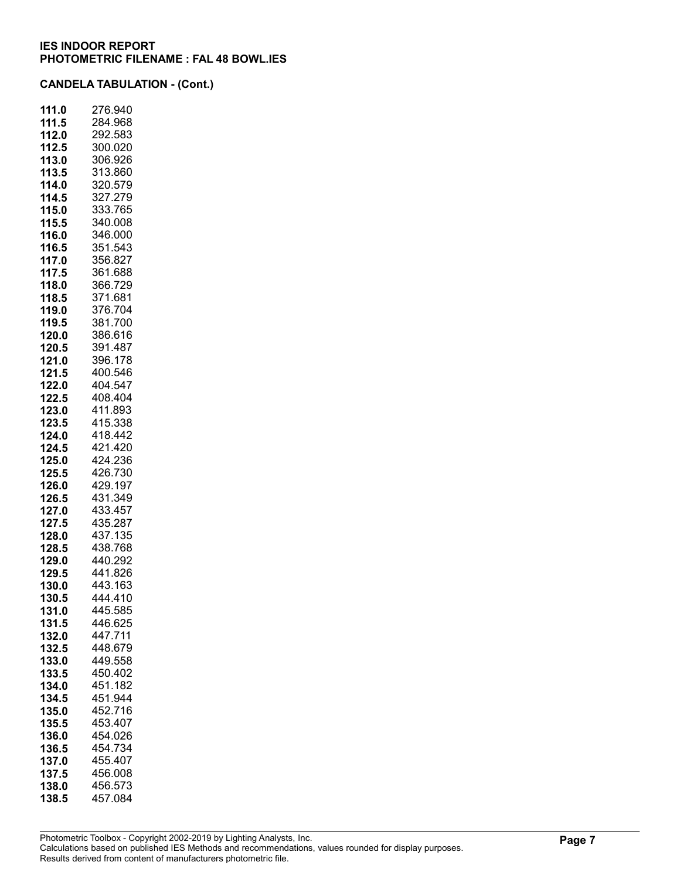**IES INDOOR REPORT**
**PHOTOMETRIC FILENAME : FAL 48 BOWL.IES**

**CANDELA TABULATION - (Cont.)**

| | |
|---|---|
| **111.0** | 276.940 |
| **111.5** | 284.968 |
| **112.0** | 292.583 |
| **112.5** | 300.020 |
| **113.0** | 306.926 |
| **113.5** | 313.860 |
| **114.0** | 320.579 |
| **114.5** | 327.279 |
| **115.0** | 333.765 |
| **115.5** | 340.008 |
| **116.0** | 346.000 |
| **116.5** | 351.543 |
| **117.0** | 356.827 |
| **117.5** | 361.688 |
| **118.0** | 366.729 |
| **118.5** | 371.681 |
| **119.0** | 376.704 |
| **119.5** | 381.700 |
| **120.0** | 386.616 |
| **120.5** | 391.487 |
| **121.0** | 396.178 |
| **121.5** | 400.546 |
| **122.0** | 404.547 |
| **122.5** | 408.404 |
| **123.0** | 411.893 |
| **123.5** | 415.338 |
| **124.0** | 418.442 |
| **124.5** | 421.420 |
| **125.0** | 424.236 |
| **125.5** | 426.730 |
| **126.0** | 429.197 |
| **126.5** | 431.349 |
| **127.0** | 433.457 |
| **127.5** | 435.287 |
| **128.0** | 437.135 |
| **128.5** | 438.768 |
| **129.0** | 440.292 |
| **129.5** | 441.826 |
| **130.0** | 443.163 |
| **130.5** | 444.410 |
| **131.0** | 445.585 |
| **131.5** | 446.625 |
| **132.0** | 447.711 |
| **132.5** | 448.679 |
| **133.0** | 449.558 |
| **133.5** | 450.402 |
| **134.0** | 451.182 |
| **134.5** | 451.944 |
| **135.0** | 452.716 |
| **135.5** | 453.407 |
| **136.0** | 454.026 |
| **136.5** | 454.734 |
| **137.0** | 455.407 |
| **137.5** | 456.008 |
| **138.0** | 456.573 |
| **138.5** | 457.084 |

Photometric Toolbox - Copyright 2002-2019 by Lighting Analysts, Inc.
Calculations based on published IES Methods and recommendations, values rounded for display purposes.
Results derived from content of manufacturers photometric file.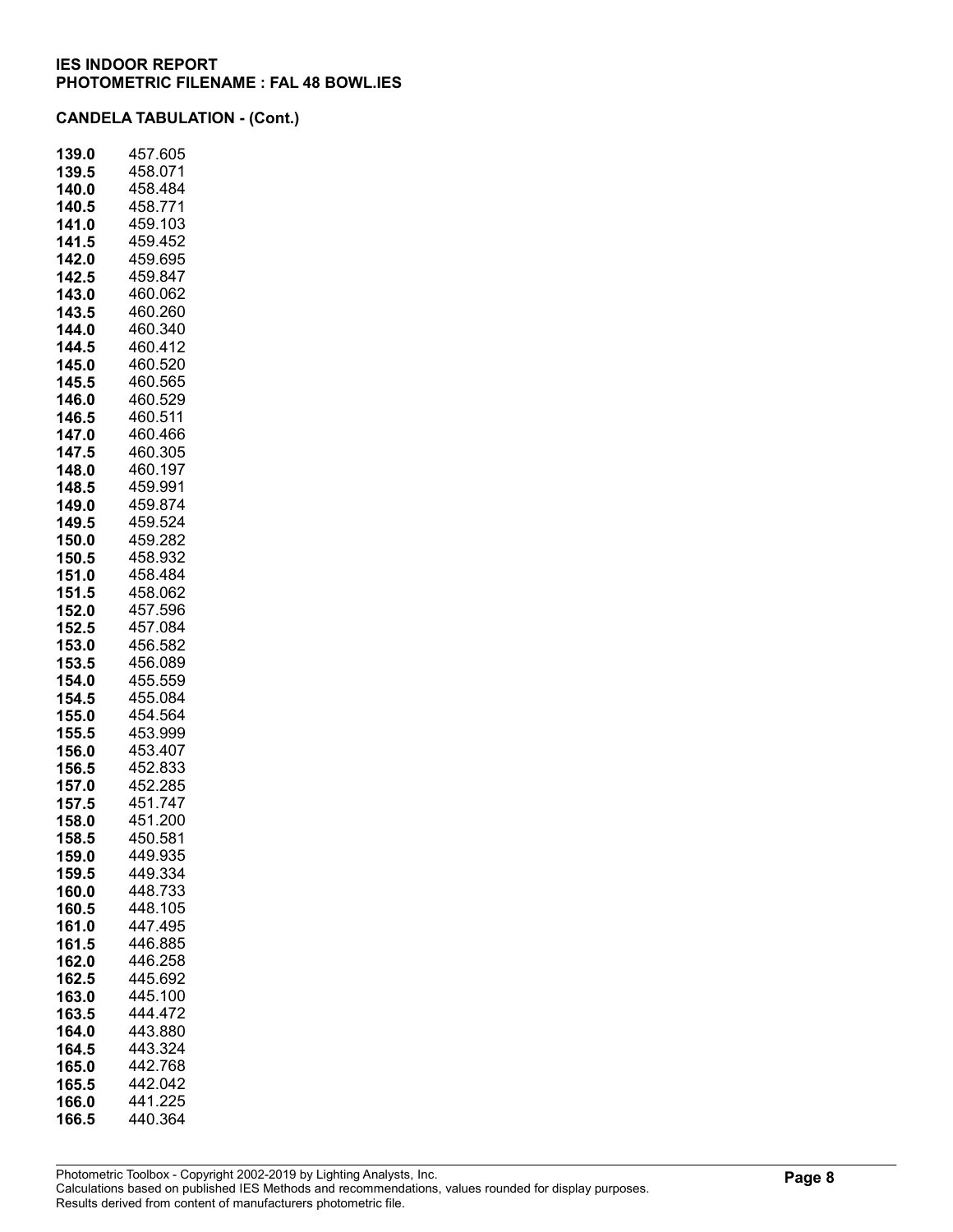**IES INDOOR REPORT**
**PHOTOMETRIC FILENAME : FAL 48 BOWL.IES**

**CANDELA TABULATION - (Cont.)**

| | |
|---|---|
| **139.0** | 457.605 |
| **139.5** | 458.071 |
| **140.0** | 458.484 |
| **140.5** | 458.771 |
| **141.0** | 459.103 |
| **141.5** | 459.452 |
| **142.0** | 459.695 |
| **142.5** | 459.847 |
| **143.0** | 460.062 |
| **143.5** | 460.260 |
| **144.0** | 460.340 |
| **144.5** | 460.412 |
| **145.0** | 460.520 |
| **145.5** | 460.565 |
| **146.0** | 460.529 |
| **146.5** | 460.511 |
| **147.0** | 460.466 |
| **147.5** | 460.305 |
| **148.0** | 460.197 |
| **148.5** | 459.991 |
| **149.0** | 459.874 |
| **149.5** | 459.524 |
| **150.0** | 459.282 |
| **150.5** | 458.932 |
| **151.0** | 458.484 |
| **151.5** | 458.062 |
| **152.0** | 457.596 |
| **152.5** | 457.084 |
| **153.0** | 456.582 |
| **153.5** | 456.089 |
| **154.0** | 455.559 |
| **154.5** | 455.084 |
| **155.0** | 454.564 |
| **155.5** | 453.999 |
| **156.0** | 453.407 |
| **156.5** | 452.833 |
| **157.0** | 452.285 |
| **157.5** | 451.747 |
| **158.0** | 451.200 |
| **158.5** | 450.581 |
| **159.0** | 449.935 |
| **159.5** | 449.334 |
| **160.0** | 448.733 |
| **160.5** | 448.105 |
| **161.0** | 447.495 |
| **161.5** | 446.885 |
| **162.0** | 446.258 |
| **162.5** | 445.692 |
| **163.0** | 445.100 |
| **163.5** | 444.472 |
| **164.0** | 443.880 |
| **164.5** | 443.324 |
| **165.0** | 442.768 |
| **165.5** | 442.042 |
| **166.0** | 441.225 |
| **166.5** | 440.364 |

Photometric Toolbox - Copyright 2002-2019 by Lighting Analysts, Inc.
Calculations based on published IES Methods and recommendations, values rounded for display purposes.
Results derived from content of manufacturers photometric file.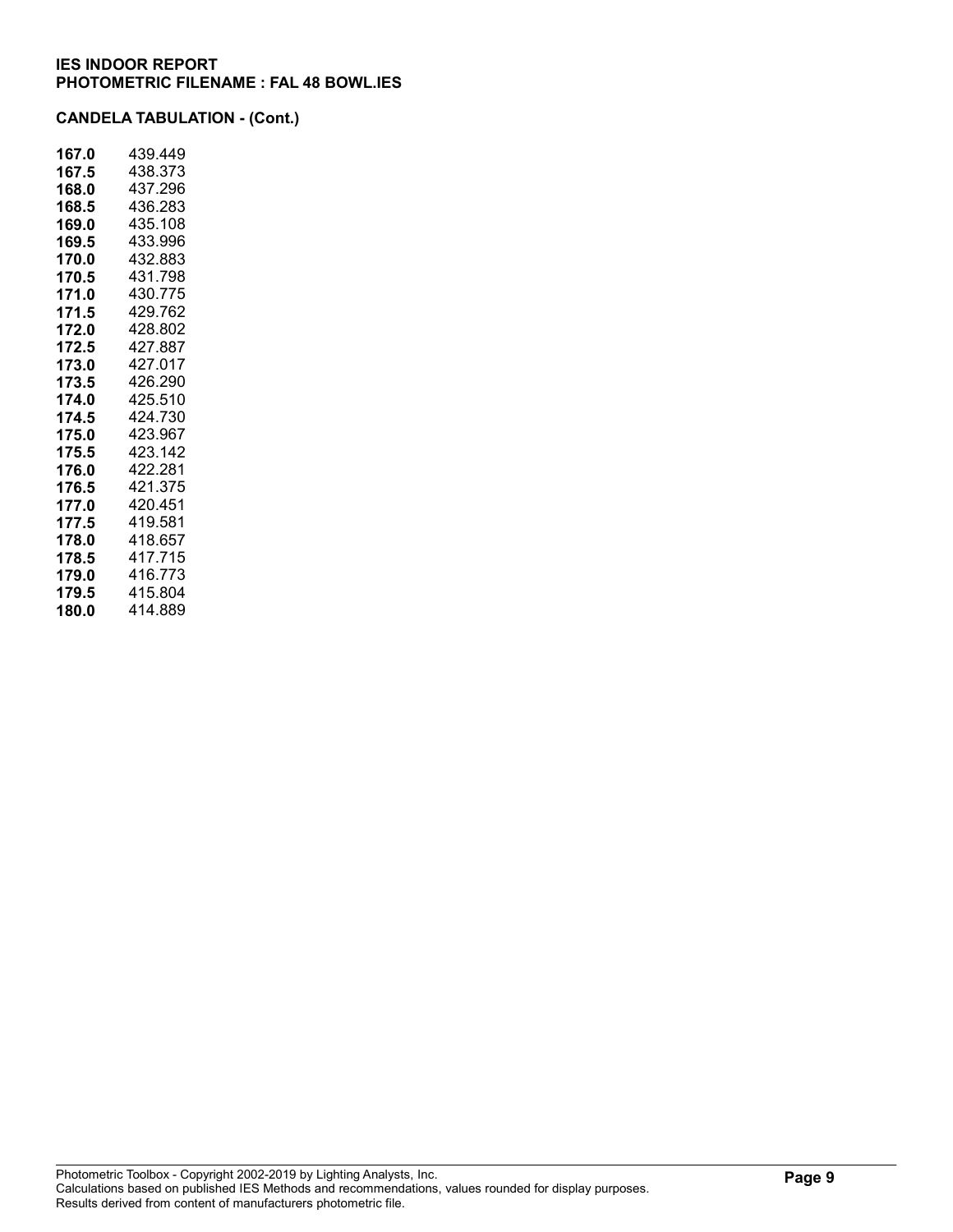**IES INDOOR REPORT**
**PHOTOMETRIC FILENAME : FAL 48 BOWL.IES**

**CANDELA TABULATION - (Cont.)**

| | |
|---|---|
| **167.0** | 439.449 |
| **167.5** | 438.373 |
| **168.0** | 437.296 |
| **168.5** | 436.283 |
| **169.0** | 435.108 |
| **169.5** | 433.996 |
| **170.0** | 432.883 |
| **170.5** | 431.798 |
| **171.0** | 430.775 |
| **171.5** | 429.762 |
| **172.0** | 428.802 |
| **172.5** | 427.887 |
| **173.0** | 427.017 |
| **173.5** | 426.290 |
| **174.0** | 425.510 |
| **174.5** | 424.730 |
| **175.0** | 423.967 |
| **175.5** | 423.142 |
| **176.0** | 422.281 |
| **176.5** | 421.375 |
| **177.0** | 420.451 |
| **177.5** | 419.581 |
| **178.0** | 418.657 |
| **178.5** | 417.715 |
| **179.0** | 416.773 |
| **179.5** | 415.804 |
| **180.0** | 414.889 |

Photometric Toolbox - Copyright 2002-2019 by Lighting Analysts, Inc.
Calculations based on published IES Methods and recommendations, values rounded for display purposes.
Results derived from content of manufacturers photometric file.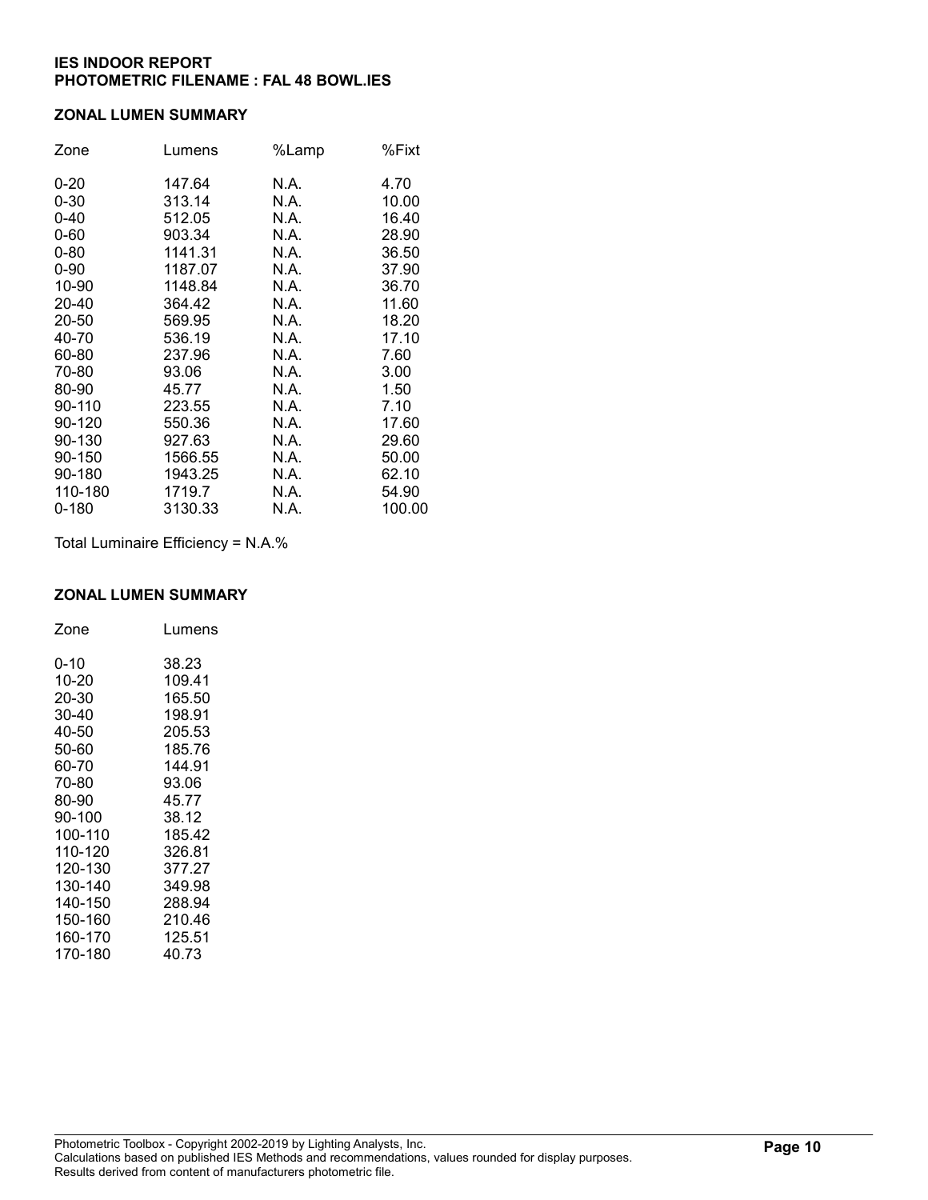**IES INDOOR REPORT**
**PHOTOMETRIC FILENAME : FAL 48 BOWL.IES**

## ZONAL LUMEN SUMMARY

| Zone | Lumens | %Lamp | %Fixt |
|---|---|---|---|
| 0-20 | 147.64 | N.A. | 4.70 |
| 0-30 | 313.14 | N.A. | 10.00 |
| 0-40 | 512.05 | N.A. | 16.40 |
| 0-60 | 903.34 | N.A. | 28.90 |
| 0-80 | 1141.31 | N.A. | 36.50 |
| 0-90 | 1187.07 | N.A. | 37.90 |
| 10-90 | 1148.84 | N.A. | 36.70 |
| 20-40 | 364.42 | N.A. | 11.60 |
| 20-50 | 569.95 | N.A. | 18.20 |
| 40-70 | 536.19 | N.A. | 17.10 |
| 60-80 | 237.96 | N.A. | 7.60 |
| 70-80 | 93.06 | N.A. | 3.00 |
| 80-90 | 45.77 | N.A. | 1.50 |
| 90-110 | 223.55 | N.A. | 7.10 |
| 90-120 | 550.36 | N.A. | 17.60 |
| 90-130 | 927.63 | N.A. | 29.60 |
| 90-150 | 1566.55 | N.A. | 50.00 |
| 90-180 | 1943.25 | N.A. | 62.10 |
| 110-180 | 1719.7 | N.A. | 54.90 |
| 0-180 | 3130.33 | N.A. | 100.00 |

Total Luminaire Efficiency = N.A.%

## ZONAL LUMEN SUMMARY

| Zone | Lumens |
|---|---|
| 0-10 | 38.23 |
| 10-20 | 109.41 |
| 20-30 | 165.50 |
| 30-40 | 198.91 |
| 40-50 | 205.53 |
| 50-60 | 185.76 |
| 60-70 | 144.91 |
| 70-80 | 93.06 |
| 80-90 | 45.77 |
| 90-100 | 38.12 |
| 100-110 | 185.42 |
| 110-120 | 326.81 |
| 120-130 | 377.27 |
| 130-140 | 349.98 |
| 140-150 | 288.94 |
| 150-160 | 210.46 |
| 160-170 | 125.51 |
| 170-180 | 40.73 |

Photometric Toolbox - Copyright 2002-2019 by Lighting Analysts, Inc.
Calculations based on published IES Methods and recommendations, values rounded for display purposes.
Results derived from content of manufacturers photometric file.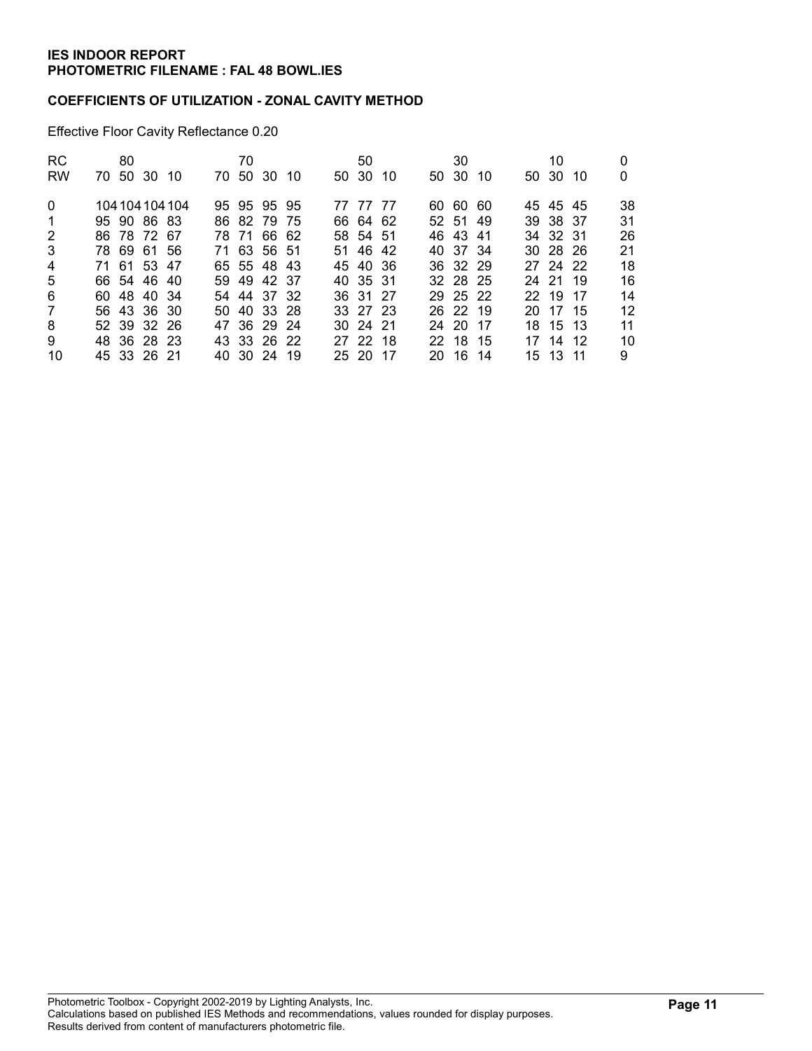**IES INDOOR REPORT**
**PHOTOMETRIC FILENAME : FAL 48 BOWL.IES**

**COEFFICIENTS OF UTILIZATION - ZONAL CAVITY METHOD**

Effective Floor Cavity Reflectance 0.20

| RC | 80 | | | | 70 | | | | 50 | | | 30 | | | 10 | | | 0 |
|---|---|---|---|---|---|---|---|---|---|---|---|---|---|---|---|---|---|---|
| RW | 70 | 50 | 30 | 10 | 70 | 50 | 30 | 10 | 50 | 30 | 10 | 50 | 30 | 10 | 50 | 30 | 10 | 0 |
| 0 | 104 | 104 | 104 | 104 | 95 | 95 | 95 | 95 | 77 | 77 | 77 | 60 | 60 | 60 | 45 | 45 | 45 | 38 |
| 1 | 95 | 90 | 86 | 83 | 86 | 82 | 79 | 75 | 66 | 64 | 62 | 52 | 51 | 49 | 39 | 38 | 37 | 31 |
| 2 | 86 | 78 | 72 | 67 | 78 | 71 | 66 | 62 | 58 | 54 | 51 | 46 | 43 | 41 | 34 | 32 | 31 | 26 |
| 3 | 78 | 69 | 61 | 56 | 71 | 63 | 56 | 51 | 51 | 46 | 42 | 40 | 37 | 34 | 30 | 28 | 26 | 21 |
| 4 | 71 | 61 | 53 | 47 | 65 | 55 | 48 | 43 | 45 | 40 | 36 | 36 | 32 | 29 | 27 | 24 | 22 | 18 |
| 5 | 66 | 54 | 46 | 40 | 59 | 49 | 42 | 37 | 40 | 35 | 31 | 32 | 28 | 25 | 24 | 21 | 19 | 16 |
| 6 | 60 | 48 | 40 | 34 | 54 | 44 | 37 | 32 | 36 | 31 | 27 | 29 | 25 | 22 | 22 | 19 | 17 | 14 |
| 7 | 56 | 43 | 36 | 30 | 50 | 40 | 33 | 28 | 33 | 27 | 23 | 26 | 22 | 19 | 20 | 17 | 15 | 12 |
| 8 | 52 | 39 | 32 | 26 | 47 | 36 | 29 | 24 | 30 | 24 | 21 | 24 | 20 | 17 | 18 | 15 | 13 | 11 |
| 9 | 48 | 36 | 28 | 23 | 43 | 33 | 26 | 22 | 27 | 22 | 18 | 22 | 18 | 15 | 17 | 14 | 12 | 10 |
| 10 | 45 | 33 | 26 | 21 | 40 | 30 | 24 | 19 | 25 | 20 | 17 | 20 | 16 | 14 | 15 | 13 | 11 | 9 |

Photometric Toolbox - Copyright 2002-2019 by Lighting Analysts, Inc.
Calculations based on published IES Methods and recommendations, values rounded for display purposes.
Results derived from content of manufacturers photometric file.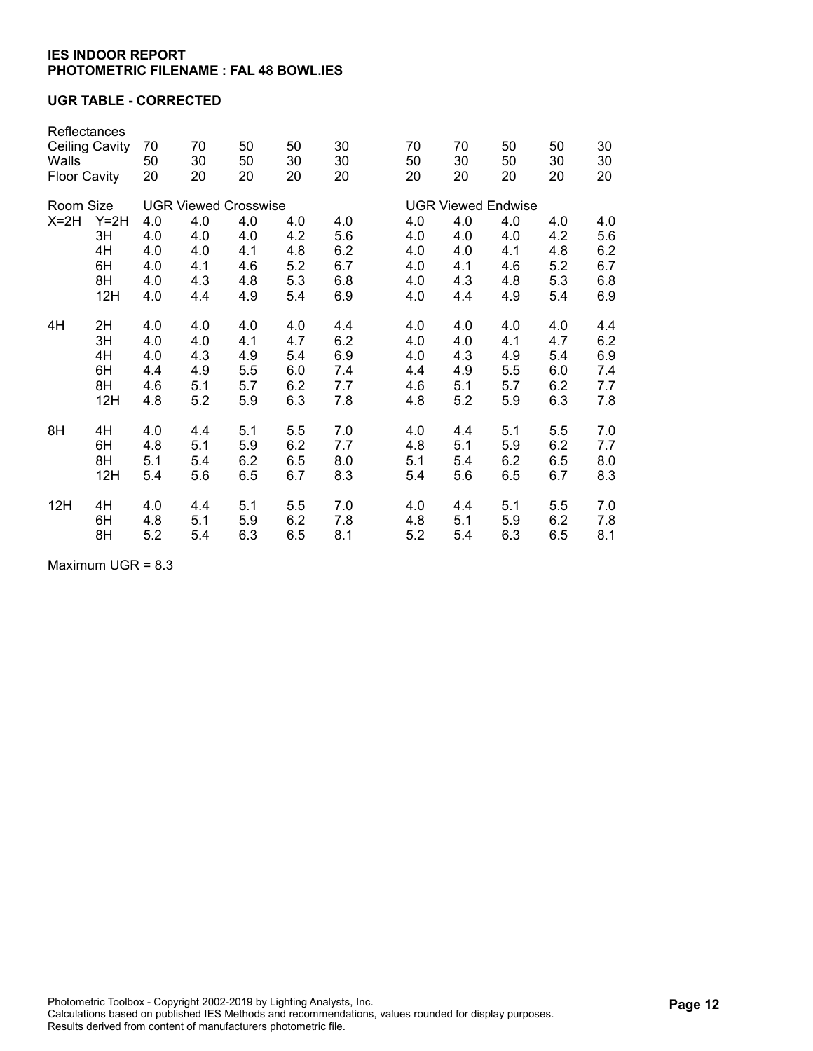**IES INDOOR REPORT**
**PHOTOMETRIC FILENAME : FAL 48 BOWL.IES**

**UGR TABLE - CORRECTED**

| Reflectances | | | | | | | | | | | | |
|---|---|---|---|---|---|---|---|---|---|---|---|---|
| Ceiling Cavity | | 70 | 70 | 50 | 50 | 30 | 70 | 70 | 50 | 50 | 30 |
| Walls | | 50 | 30 | 50 | 30 | 30 | 50 | 30 | 50 | 30 | 30 |
| Floor Cavity | | 20 | 20 | 20 | 20 | 20 | 20 | 20 | 20 | 20 | 20 |
| Room Size | | UGR Viewed Crosswise | | | | | UGR Viewed Endwise | | | | |
| X=2H | Y=2H | 4.0 | 4.0 | 4.0 | 4.0 | 4.0 | 4.0 | 4.0 | 4.0 | 4.0 | 4.0 |
| | 3H | 4.0 | 4.0 | 4.0 | 4.2 | 5.6 | 4.0 | 4.0 | 4.0 | 4.2 | 5.6 |
| | 4H | 4.0 | 4.0 | 4.1 | 4.8 | 6.2 | 4.0 | 4.0 | 4.1 | 4.8 | 6.2 |
| | 6H | 4.0 | 4.1 | 4.6 | 5.2 | 6.7 | 4.0 | 4.1 | 4.6 | 5.2 | 6.7 |
| | 8H | 4.0 | 4.3 | 4.8 | 5.3 | 6.8 | 4.0 | 4.3 | 4.8 | 5.3 | 6.8 |
| | 12H | 4.0 | 4.4 | 4.9 | 5.4 | 6.9 | 4.0 | 4.4 | 4.9 | 5.4 | 6.9 |
| 4H | 2H | 4.0 | 4.0 | 4.0 | 4.0 | 4.4 | 4.0 | 4.0 | 4.0 | 4.0 | 4.4 |
| | 3H | 4.0 | 4.0 | 4.1 | 4.7 | 6.2 | 4.0 | 4.0 | 4.1 | 4.7 | 6.2 |
| | 4H | 4.0 | 4.3 | 4.9 | 5.4 | 6.9 | 4.0 | 4.3 | 4.9 | 5.4 | 6.9 |
| | 6H | 4.4 | 4.9 | 5.5 | 6.0 | 7.4 | 4.4 | 4.9 | 5.5 | 6.0 | 7.4 |
| | 8H | 4.6 | 5.1 | 5.7 | 6.2 | 7.7 | 4.6 | 5.1 | 5.7 | 6.2 | 7.7 |
| | 12H | 4.8 | 5.2 | 5.9 | 6.3 | 7.8 | 4.8 | 5.2 | 5.9 | 6.3 | 7.8 |
| 8H | 4H | 4.0 | 4.4 | 5.1 | 5.5 | 7.0 | 4.0 | 4.4 | 5.1 | 5.5 | 7.0 |
| | 6H | 4.8 | 5.1 | 5.9 | 6.2 | 7.7 | 4.8 | 5.1 | 5.9 | 6.2 | 7.7 |
| | 8H | 5.1 | 5.4 | 6.2 | 6.5 | 8.0 | 5.1 | 5.4 | 6.2 | 6.5 | 8.0 |
| | 12H | 5.4 | 5.6 | 6.5 | 6.7 | 8.3 | 5.4 | 5.6 | 6.5 | 6.7 | 8.3 |
| 12H | 4H | 4.0 | 4.4 | 5.1 | 5.5 | 7.0 | 4.0 | 4.4 | 5.1 | 5.5 | 7.0 |
| | 6H | 4.8 | 5.1 | 5.9 | 6.2 | 7.8 | 4.8 | 5.1 | 5.9 | 6.2 | 7.8 |
| | 8H | 5.2 | 5.4 | 6.3 | 6.5 | 8.1 | 5.2 | 5.4 | 6.3 | 6.5 | 8.1 |

Maximum UGR = 8.3

Photometric Toolbox - Copyright 2002-2019 by Lighting Analysts, Inc.
Calculations based on published IES Methods and recommendations, values rounded for display purposes.
Results derived from content of manufacturers photometric file.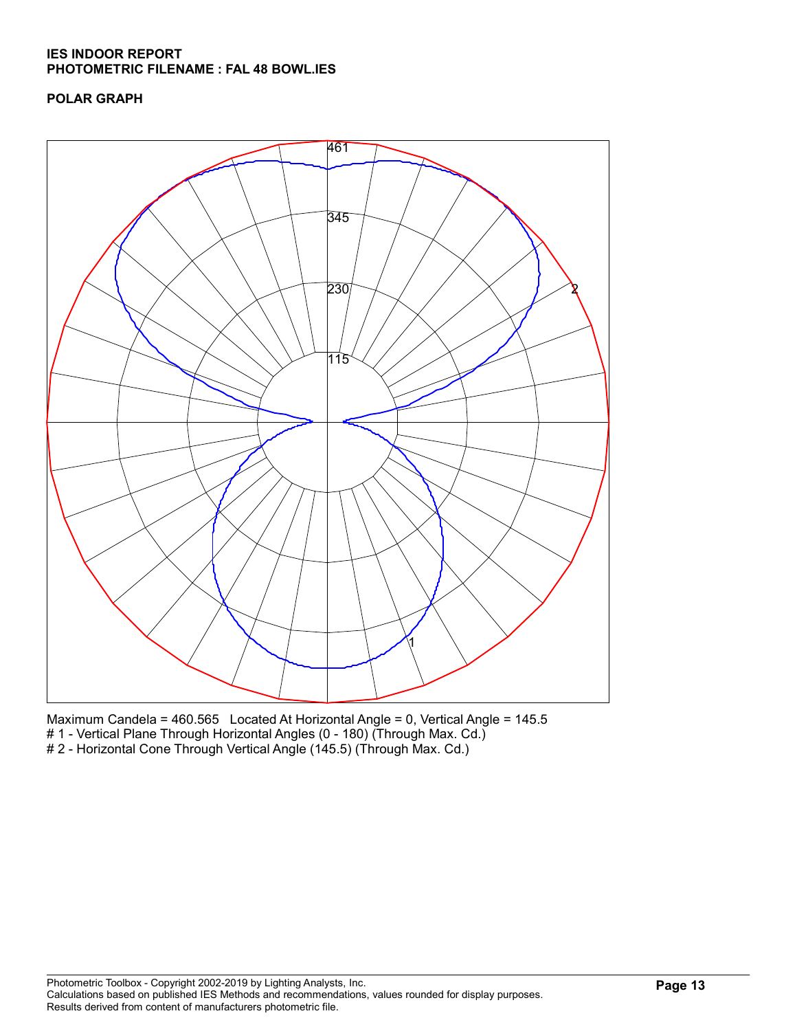**IES INDOOR REPORT**
**PHOTOMETRIC FILENAME : FAL 48 BOWL.IES**

**POLAR GRAPH**

461
345
230
115
2
1

Maximum Candela = 460.565 Located At Horizontal Angle = 0, Vertical Angle = 145.5
# 1 - Vertical Plane Through Horizontal Angles (0 - 180) (Through Max. Cd.)
# 2 - Horizontal Cone Through Vertical Angle (145.5) (Through Max. Cd.)

Photometric Toolbox - Copyright 2002-2019 by Lighting Analysts, Inc.
Calculations based on published IES Methods and recommendations, values rounded for display purposes.
Results derived from content of manufacturers photometric file.